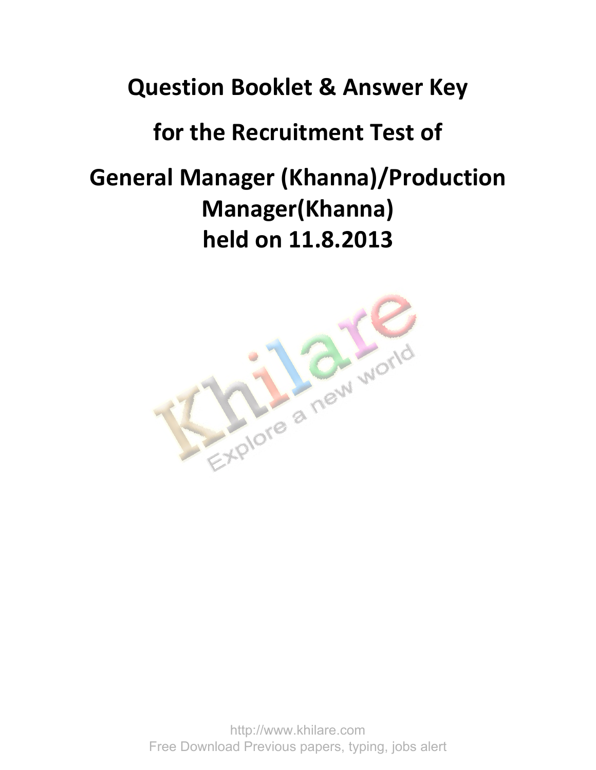# Question Booklet & Answer Key

# for the Recruitment Test of

# General Manager (Khanna)/Production Manager(Khanna) held on 11.8.2013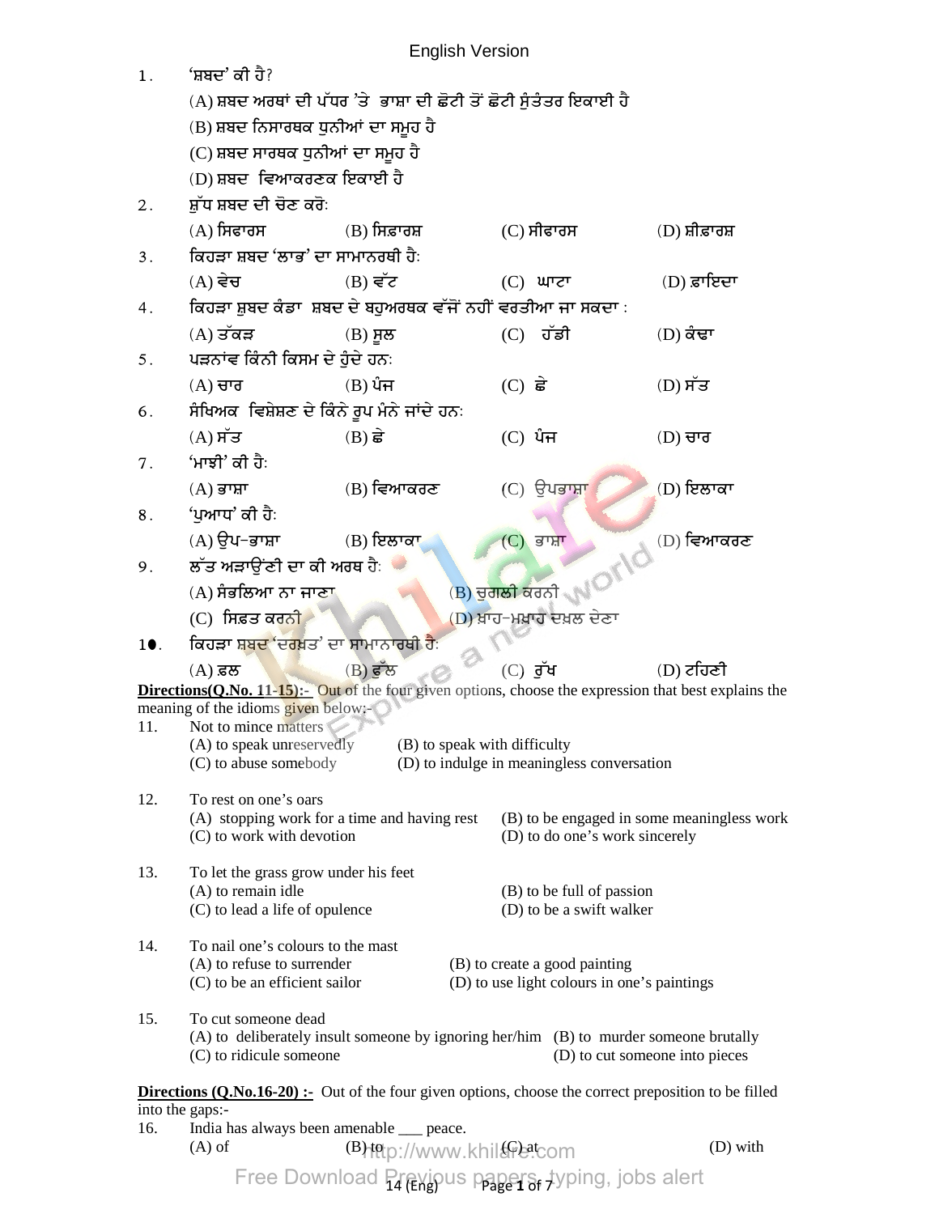English Version

1. 'ਸ਼ਬਦ' ਕੀ ਹੈ?
   (A) ਸ਼ਬਦ ਅਰਥਾਂ ਦੀ ਪੱਧਰ 'ਤੇ ਭਾਸ਼ਾ ਦੀ ਛੋਟੀ ਤੋਂ ਛੋਟੀ ਸੁੰਤੰਤਰ ਇਕਾਈ ਹੈ
   (B) ਸ਼ਬਦ ਨਿਸਾਰਥਕ ਧੁਨੀਆਂ ਦਾ ਸਮੂਹ ਹੈ
   (C) ਸ਼ਬਦ ਸਾਰਥਕ ਧੁਨੀਆਂ ਦਾ ਸਮੂਹ ਹੈ
   (D) ਸ਼ਬਦ ਵਿਆਕਰਣਕ ਇਕਾਈ ਹੈ

2. ਸ਼ੁੱਧ ਸ਼ਬਦ ਦੀ ਚੋਣ ਕਰੋ:
   (A) ਸਿਫਾਰਸ (B) ਸਿਫ਼ਾਰਸ਼ (C) ਸੀਫਾਰਸ (D) ਸ਼ੀਫ਼ਾਰਸ਼

3. ਕਿਹੜਾ ਸ਼ਬਦ 'ਲਾਭ' ਦਾ ਸਾਮਾਨਰਥੀ ਹੈ:
   (A) ਵੇਚ (B) ਵੱਟ (C) ਘਾਟਾ (D) ਫ਼ਾਇਦਾ

4. ਕਿਹੜਾ ਸ਼ੁਬਦ ਕੰਡਾ ਸ਼ਬਦ ਦੇ ਬਹੁਅਰਥਕ ਵੱਜੋਂ ਨਹੀਂ ਵਰਤੀਆ ਜਾ ਸਕਦਾ :
   (A) ਤੱਕੜ (B) ਸੂਲ (C) ਹੱਡੀ (D) ਕੰਢਾ

5. ਪੜਨਾਂਵ ਕਿੰਨੀ ਕਿਸਮ ਦੇ ਹੁੰਦੇ ਹਨ:
   (A) ਚਾਰ (B) ਪੰਜ (C) ਛੇ (D) ਸੱਤ

6. ਸੰਖਿਅਕ ਵਿਸ਼ੇਸ਼ਣ ਦੇ ਕਿੰਨੇ ਰੂਪ ਮੰਨੇ ਜਾਂਦੇ ਹਨ:
   (A) ਸੱਤ (B) ਛੇ (C) ਪੰਜ (D) ਚਾਰ

7. 'ਮਾਝੀ' ਕੀ ਹੈ:
   (A) ਭਾਸ਼ਾ (B) ਵਿਆਕਰਣ (C) ਉਪਭਾਸ਼ਾ (D) ਇਲਾਕਾ

8. 'ਪੁਆਧ' ਕੀ ਹੈ:
   (A) ਉਪ-ਭਾਸ਼ਾ (B) ਇਲਾਕਾ (C) ਭਾਸ਼ਾ (D) ਵਿਆਕਰਣ

9. ਲੱਤ ਅੜਾਉਂਣੀ ਦਾ ਕੀ ਅਰਥ ਹੈ:
   (A) ਸੰਭਲਿਆ ਨਾ ਜਾਣਾ (B) ਚੁਗਲੀ ਕਰਨੀ
   (C) ਸਿਫ਼ਤ ਕਰਨੀ (D) ਖ਼ਾਹ-ਮਖ਼ਾਹ ਦਖ਼ਲ ਦੇਣਾ

10. ਕਿਹੜਾ ਸ਼ਬਦ 'ਦਰਖ਼ਤ' ਦਾ ਸਾਮਾਨਾਰਥੀ ਹੈ:
   (A) ਫ਼ਲ (B) ਫੁੱਲ (C) ਰੁੱਖ (D) ਟਹਿਣੀ

**Directions(Q.No. 11-15):-** Out of the four given options, choose the expression that best explains the meaning of the idioms given below:-

11. Not to mince matters
   (A) to speak unreservedly (B) to speak with difficulty
   (C) to abuse somebody (D) to indulge in meaningless conversation

12. To rest on one's oars
   (A) stopping work for a time and having rest (B) to be engaged in some meaningless work
   (C) to work with devotion (D) to do one's work sincerely

13. To let the grass grow under his feet
   (A) to remain idle (B) to be full of passion
   (C) to lead a life of opulence (D) to be a swift walker

14. To nail one's colours to the mast
   (A) to refuse to surrender (B) to create a good painting
   (C) to be an efficient sailor (D) to use light colours in one's paintings

15. To cut someone dead
   (A) to deliberately insult someone by ignoring her/him (B) to murder someone brutally
   (C) to ridicule someone (D) to cut someone into pieces

**Directions (Q.No.16-20) :-** Out of the four given options, choose the correct preposition to be filled into the gaps:-

16. India has always been amenable ___ peace.
   (A) of (B) to (C) at (D) with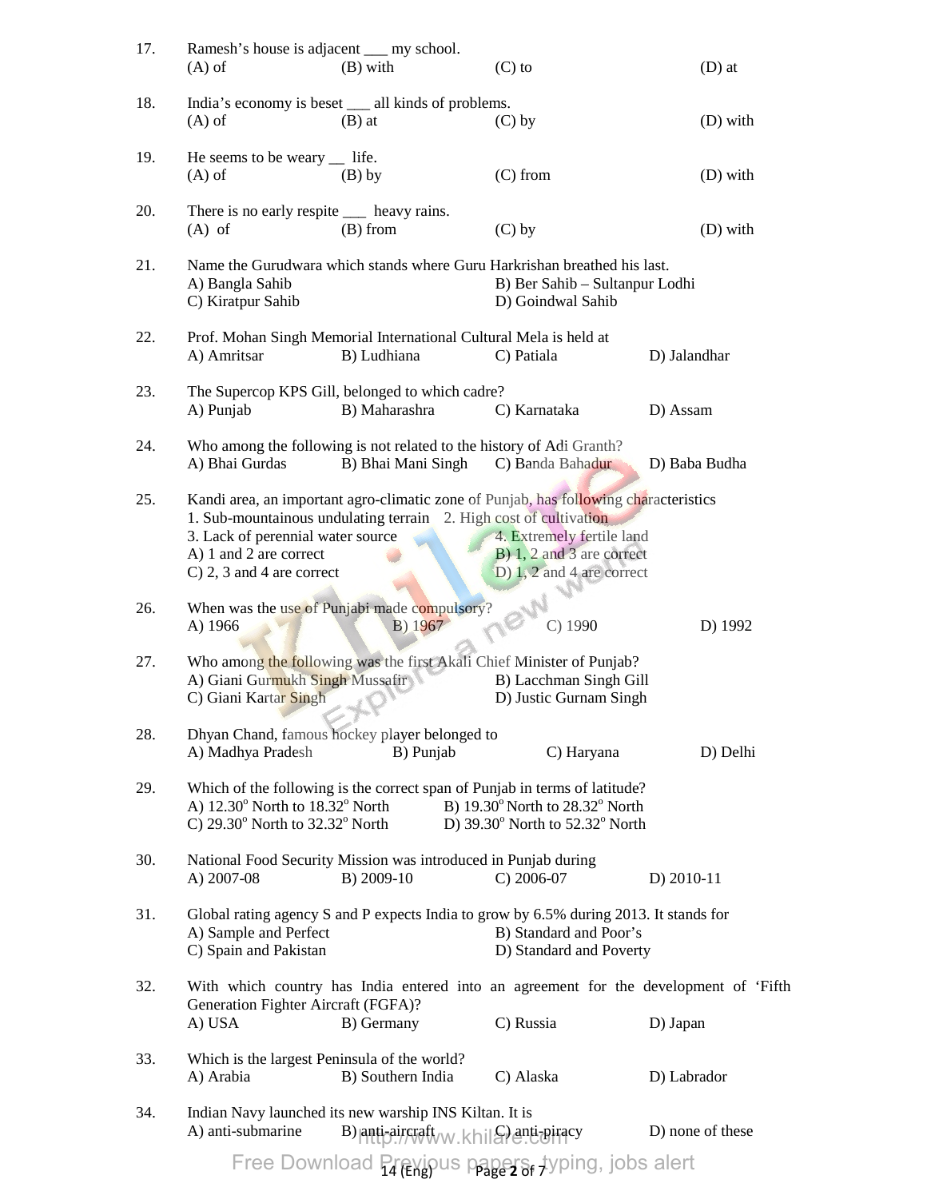17. Ramesh's house is adjacent ___ my school.
(A) of (B) with (C) to (D) at

18. India's economy is beset ___ all kinds of problems.
(A) of (B) at (C) by (D) with

19. He seems to be weary __ life.
(A) of (B) by (C) from (D) with

20. There is no early respite ___ heavy rains.
(A) of (B) from (C) by (D) with

21. Name the Gurudwara which stands where Guru Harkrishan breathed his last.
A) Bangla Sahib B) Ber Sahib – Sultanpur Lodhi
C) Kiratpur Sahib D) Goindwal Sahib

22. Prof. Mohan Singh Memorial International Cultural Mela is held at
A) Amritsar B) Ludhiana C) Patiala D) Jalandhar

23. The Supercop KPS Gill, belonged to which cadre?
A) Punjab B) Maharashra C) Karnataka D) Assam

24. Who among the following is not related to the history of Adi Granth?
A) Bhai Gurdas B) Bhai Mani Singh C) Banda Bahadur D) Baba Budha

25. Kandi area, an important agro-climatic zone of Punjab, has following characteristics
1. Sub-mountainous undulating terrain 2. High cost of cultivation
3. Lack of perennial water source 4. Extremely fertile land
A) 1 and 2 are correct B) 1, 2 and 3 are correct
C) 2, 3 and 4 are correct D) 1, 2 and 4 are correct

26. When was the use of Punjabi made compulsory?
A) 1966 B) 1967 C) 1990 D) 1992

27. Who among the following was the first Akali Chief Minister of Punjab?
A) Giani Gurmukh Singh Mussafir B) Lacchman Singh Gill
C) Giani Kartar Singh D) Justic Gurnam Singh

28. Dhyan Chand, famous hockey player belonged to
A) Madhya Pradesh B) Punjab C) Haryana D) Delhi

29. Which of the following is the correct span of Punjab in terms of latitude?
A) $12.30^o$ North to $18.32^o$ North B) $19.30^o$ North to $28.32^o$ North
C) $29.30^o$ North to $32.32^o$ North D) $39.30^o$ North to $52.32^o$ North

30. National Food Security Mission was introduced in Punjab during
A) 2007-08 B) 2009-10 C) 2006-07 D) 2010-11

31. Global rating agency S and P expects India to grow by 6.5% during 2013. It stands for
A) Sample and Perfect B) Standard and Poor's
C) Spain and Pakistan D) Standard and Poverty

32. With which country has India entered into an agreement for the development of 'Fifth Generation Fighter Aircraft (FGFA)?
A) USA B) Germany C) Russia D) Japan

33. Which is the largest Peninsula of the world?
A) Arabia B) Southern India C) Alaska D) Labrador

34. Indian Navy launched its new warship INS Kiltan. It is
A) anti-submarine B) anti-aircraft C) anti-piracy D) none of these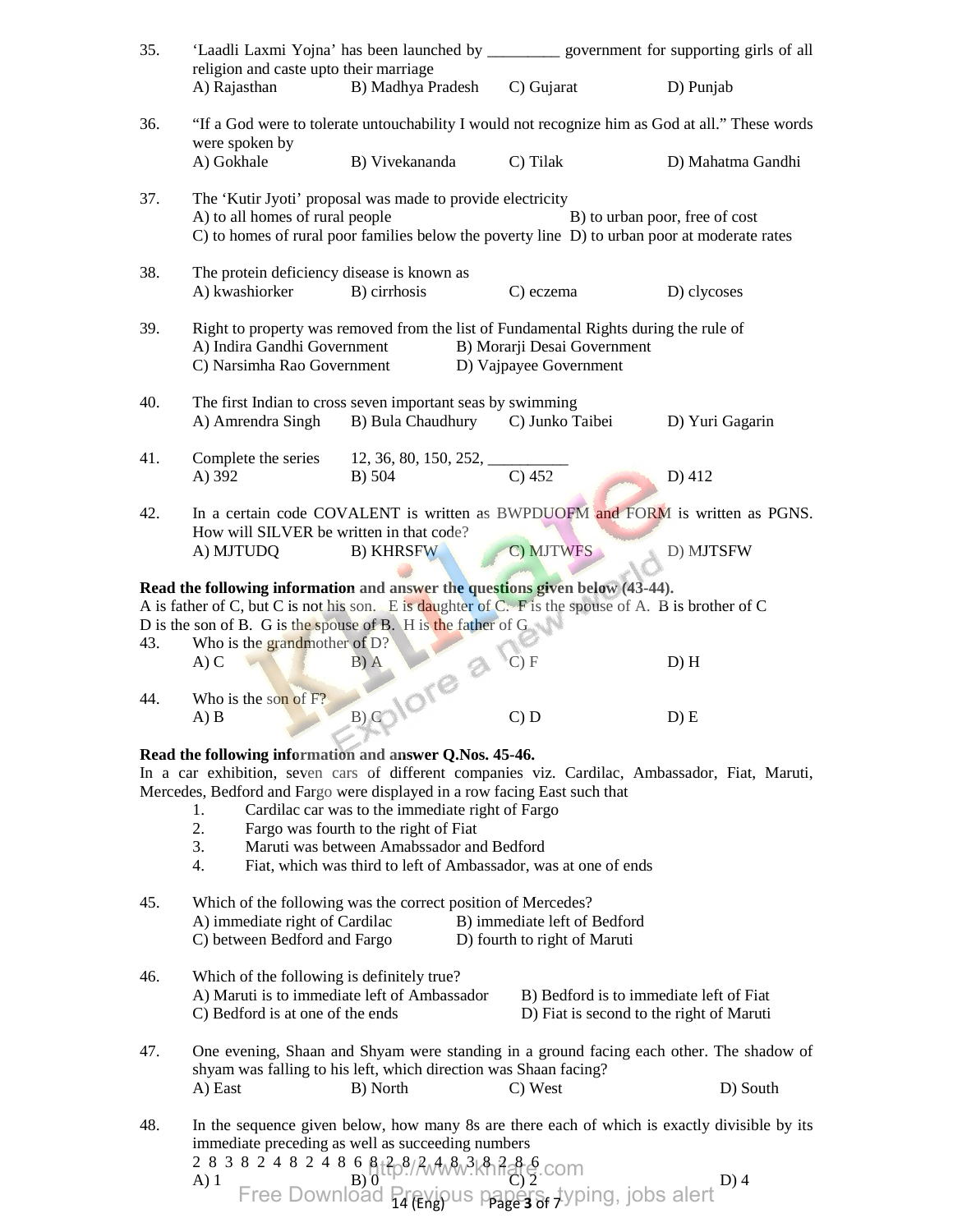35. ‘Laadli Laxmi Yojna’ has been launched by _________ government for supporting girls of all religion and caste upto their marriage

A) Rajasthan B) Madhya Pradesh C) Gujarat D) Punjab

36. “If a God were to tolerate untouchability I would not recognize him as God at all.” These words were spoken by

A) Gokhale B) Vivekananda C) Tilak D) Mahatma Gandhi

37. The ‘Kutir Jyoti’ proposal was made to provide electricity

A) to all homes of rural people B) to urban poor, free of cost
C) to homes of rural poor families below the poverty line D) to urban poor at moderate rates

38. The protein deficiency disease is known as

A) kwashiorker B) cirrhosis C) eczema D) clycoses

39. Right to property was removed from the list of Fundamental Rights during the rule of

A) Indira Gandhi Government B) Morarji Desai Government
C) Narsimha Rao Government D) Vajpayee Government

40. The first Indian to cross seven important seas by swimming

A) Amrendra Singh B) Bula Chaudhury C) Junko Taibei D) Yuri Gagarin

41. Complete the series 12, 36, 80, 150, 252, __________

A) 392 B) 504 C) 452 D) 412

42. In a certain code COVALENT is written as BWPDUOFM and FORM is written as PGNS. How will SILVER be written in that code?

A) MJTUDQ B) KHRSFW C) MJTWFS D) MJTSFW

**Read the following information and answer the questions given below (43-44).**

A is father of C, but C is not his son. E is daughter of C. F is the spouse of A. B is brother of C D is the son of B. G is the spouse of B. H is the father of G

43. Who is the grandmother of D?

A) C B) A C) F D) H

44. Who is the son of F?

A) B B) G C) D D) E

**Read the following information and answer Q.Nos. 45-46.**

In a car exhibition, seven cars of different companies viz. Cardilac, Ambassador, Fiat, Maruti, Mercedes, Bedford and Fargo were displayed in a row facing East such that

1. Cardilac car was to the immediate right of Fargo
2. Fargo was fourth to the right of Fiat
3. Maruti was between Amabssador and Bedford
4. Fiat, which was third to left of Ambassador, was at one of ends

45. Which of the following was the correct position of Mercedes?

A) immediate right of Cardilac B) immediate left of Bedford
C) between Bedford and Fargo D) fourth to right of Maruti

46. Which of the following is definitely true?

A) Maruti is to immediate left of Ambassador B) Bedford is to immediate left of Fiat
C) Bedford is at one of the ends D) Fiat is second to the right of Maruti

47. One evening, Shaan and Shyam were standing in a ground facing each other. The shadow of shyam was falling to his left, which direction was Shaan facing?

A) East B) North C) West D) South

48. In the sequence given below, how many 8s are there each of which is exactly divisible by its immediate preceding as well as succeeding numbers

2 8 3 8 2 4 8 2 4 8 6 8 2 8 2 4 8 3 8 2 8 6

A) 1 B) 0 C) 2 D) 4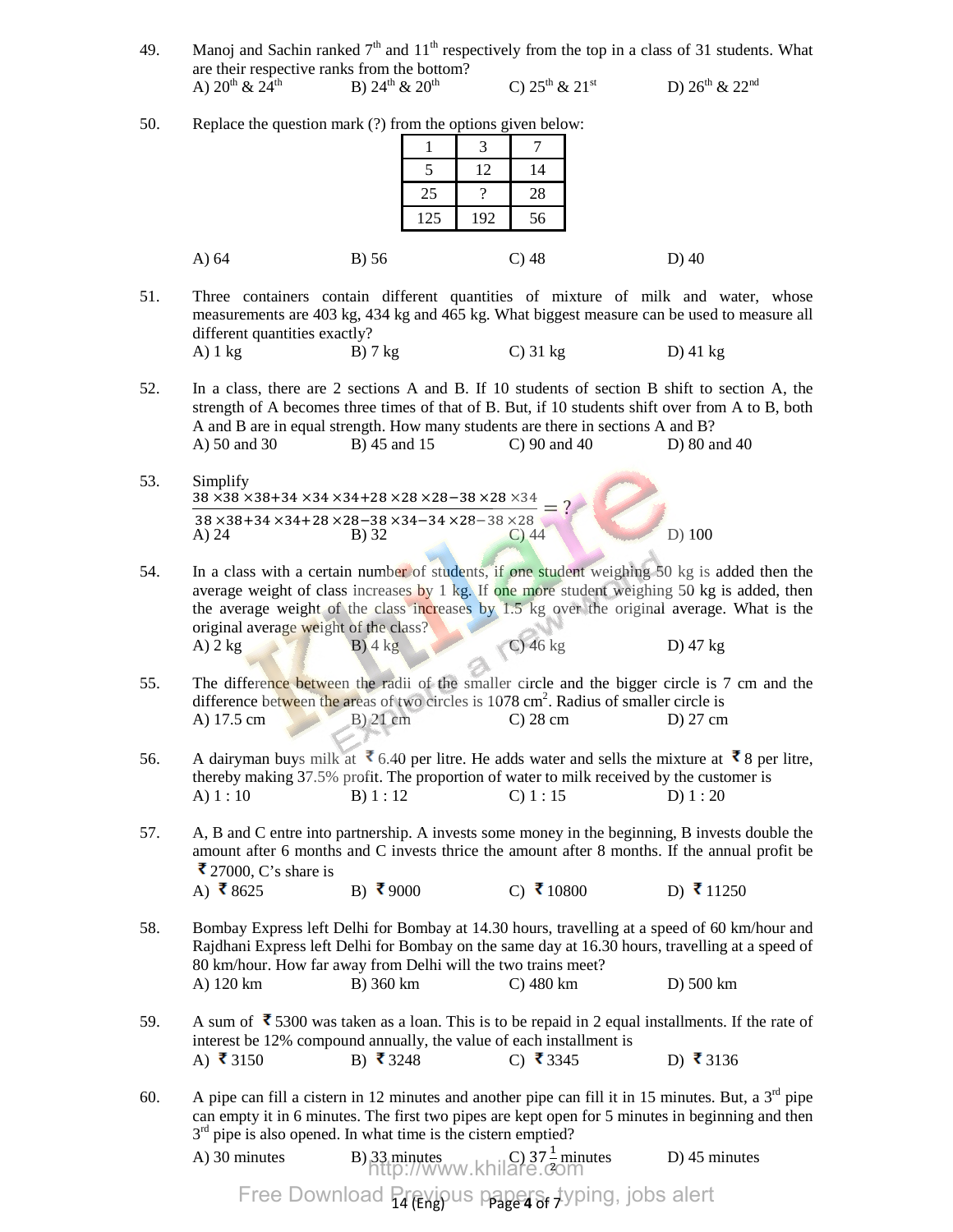49. Manoj and Sachin ranked 7th and 11th respectively from the top in a class of 31 students. What are their respective ranks from the bottom?

A) 20th & 24th B) 24th & 20th C) 25th & 21st D) 26th & 22nd

50. Replace the question mark (?) from the options given below:

| 1 | 3 | 7 |
|---|---|---|
| 5 | 12 | 14 |
| 25 | ? | 28 |
| 125 | 192 | 56 |

A) 64 B) 56 C) 48 D) 40

51. Three containers contain different quantities of mixture of milk and water, whose measurements are 403 kg, 434 kg and 465 kg. What biggest measure can be used to measure all different quantities exactly?

A) 1 kg B) 7 kg C) 31 kg D) 41 kg

52. In a class, there are 2 sections A and B. If 10 students of section B shift to section A, the strength of A becomes three times of that of B. But, if 10 students shift over from A to B, both A and B are in equal strength. How many students are there in sections A and B?

A) 50 and 30 B) 45 and 15 C) 90 and 40 D) 80 and 40

53. Simplify

$$\frac{38\times38\times38+34\times34\times34+28\times28\times28-38\times28\times34}{38\times38+34\times34+28\times28-38\times34-34\times28-38\times28}=?$$

A) 24 B) 32 C) 44 D) 100

54. In a class with a certain number of students, if one student weighing 50 kg is added then the average weight of class increases by 1 kg. If one more student weighing 50 kg is added, then the average weight of the class increases by 1.5 kg over the original average. What is the original average weight of the class?

A) 2 kg B) 4 kg C) 46 kg D) 47 kg

55. The difference between the radii of the smaller circle and the bigger circle is 7 cm and the difference between the areas of two circles is 1078 $cm^2$. Radius of smaller circle is

A) 17.5 cm B) 21 cm C) 28 cm D) 27 cm

56. A dairyman buys milk at ₹ 6.40 per litre. He adds water and sells the mixture at ₹ 8 per litre, thereby making 37.5% profit. The proportion of water to milk received by the customer is

A) 1 : 10 B) 1 : 12 C) 1 : 15 D) 1 : 20

57. A, B and C entre into partnership. A invests some money in the beginning, B invests double the amount after 6 months and C invests thrice the amount after 8 months. If the annual profit be ₹ 27000, C's share is

A) ₹ 8625 B) ₹ 9000 C) ₹ 10800 D) ₹ 11250

58. Bombay Express left Delhi for Bombay at 14.30 hours, travelling at a speed of 60 km/hour and Rajdhani Express left Delhi for Bombay on the same day at 16.30 hours, travelling at a speed of 80 km/hour. How far away from Delhi will the two trains meet?

A) 120 km B) 360 km C) 480 km D) 500 km

59. A sum of ₹ 5300 was taken as a loan. This is to be repaid in 2 equal installments. If the rate of interest be 12% compound annually, the value of each installment is

A) ₹ 3150 B) ₹ 3248 C) ₹ 3345 D) ₹ 3136

60. A pipe can fill a cistern in 12 minutes and another pipe can fill it in 15 minutes. But, a 3rd pipe can empty it in 6 minutes. The first two pipes are kept open for 5 minutes in beginning and then 3rd pipe is also opened. In what time is the cistern emptied?

A) 30 minutes B) 33 minutes C) $37\frac{1}{2}$ minutes D) 45 minutes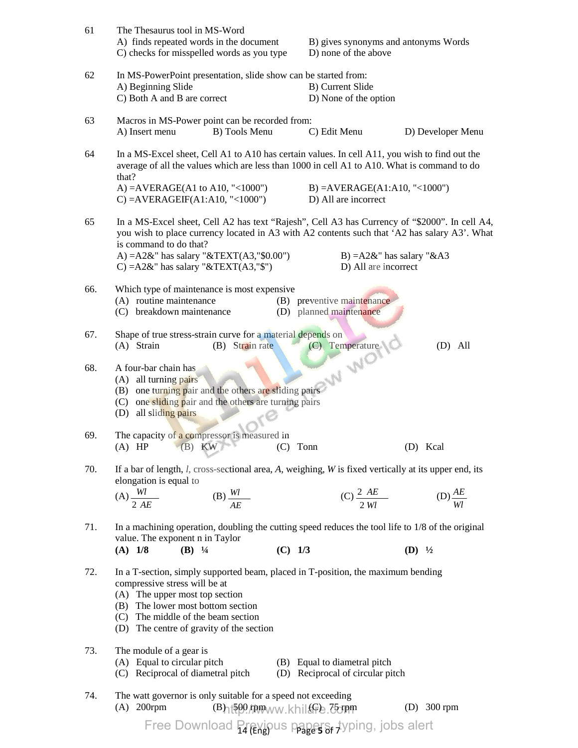61 The Thesaurus tool in MS-Word

A) finds repeated words in the document  
B) gives synonyms and antonyms Words  
C) checks for misspelled words as you type  
D) none of the above

62 In MS-PowerPoint presentation, slide show can be started from:

A) Beginning Slide  
B) Current Slide  
C) Both A and B are correct  
D) None of the option

63 Macros in MS-Power point can be recorded from:

A) Insert menu  
B) Tools Menu  
C) Edit Menu  
D) Developer Menu

64 In a MS-Excel sheet, Cell A1 to A10 has certain values. In cell A11, you wish to find out the average of all the values which are less than 1000 in cell A1 to A10. What is command to do that?

A) =AVERAGE(A1 to A10, "<1000")  
B) =AVERAGE(A1:A10, "<1000")  
C) =AVERAGEIF(A1:A10, "<1000")  
D) All are incorrect

65 In a MS-Excel sheet, Cell A2 has text "Rajesh", Cell A3 has Currency of "$2000". In cell A4, you wish to place currency located in A3 with A2 contents such that 'A2 has salary A3'. What is command to do that?

A) =A2&" has salary "&TEXT(A3,"$0.00")  
B) =A2&" has salary "&A3  
C) =A2&" has salary "&TEXT(A3,"$")  
D) All are incorrect

66. Which type of maintenance is most expensive

(A) routine maintenance  
(B) preventive maintenance  
(C) breakdown maintenance  
(D) planned maintenance

67. Shape of true stress-strain curve for a material depends on

(A) Strain  
(B) Strain rate  
(C) Temperature  
(D) All

68. A four-bar chain has

(A) all turning pairs  
(B) one turning pair and the others are sliding pairs  
(C) one sliding pair and the others are turning pairs  
(D) all sliding pairs

69. The capacity of a compressor is measured in

(A) HP  
(B) KW  
(C) Tonn  
(D) Kcal

70. If a bar of length, $l$, cross-sectional area, $A$, weighing, $W$ is fixed vertically at its upper end, its elongation is equal to

(A) $\frac{Wl}{2\,AE}$  
(B) $\frac{Wl}{AE}$  
(C) $\frac{2\,AE}{2\,Wl}$  
(D) $\frac{AE}{Wl}$

71. In a machining operation, doubling the cutting speed reduces the tool life to 1/8 of the original value. The exponent n in Taylor

**(A) 1/8**  
**(B) ¼**  
**(C) 1/3**  
**(D) ½**

72. In a T-section, simply supported beam, placed in T-position, the maximum bending compressive stress will be at

(A) The upper most top section  
(B) The lower most bottom section  
(C) The middle of the beam section  
(D) The centre of gravity of the section

73. The module of a gear is

(A) Equal to circular pitch  
(B) Equal to diametral pitch  
(C) Reciprocal of diametral pitch  
(D) Reciprocal of circular pitch

74. The watt governor is only suitable for a speed not exceeding

(A) 200rpm  
(B) 500 rpm  
(C) 75 rpm  
(D) 300 rpm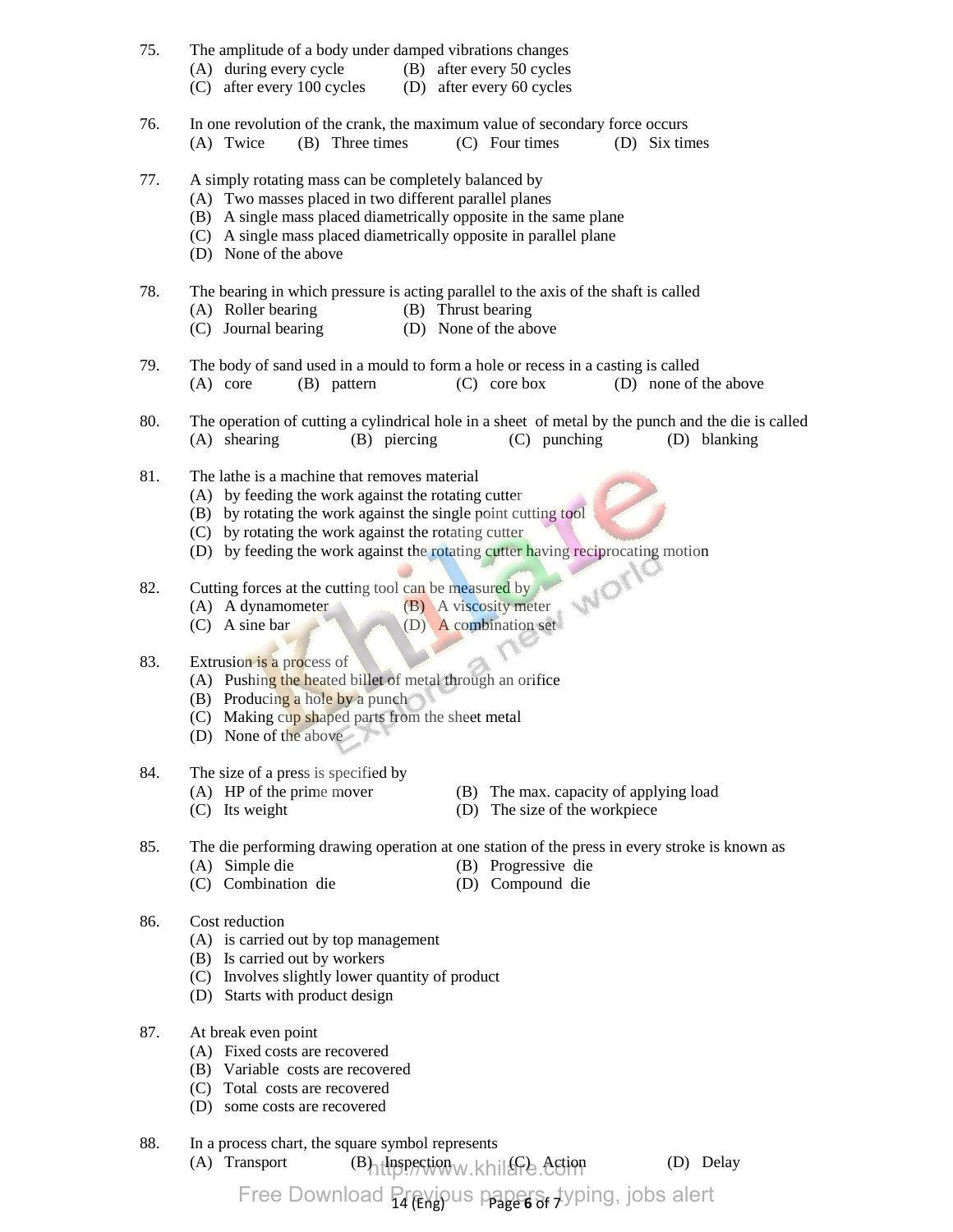75. The amplitude of a body under damped vibrations changes
    (A) during every cycle (B) after every 50 cycles
    (C) after every 100 cycles (D) after every 60 cycles

76. In one revolution of the crank, the maximum value of secondary force occurs
    (A) Twice (B) Three times (C) Four times (D) Six times

77. A simply rotating mass can be completely balanced by
    (A) Two masses placed in two different parallel planes
    (B) A single mass placed diametrically opposite in the same plane
    (C) A single mass placed diametrically opposite in parallel plane
    (D) None of the above

78. The bearing in which pressure is acting parallel to the axis of the shaft is called
    (A) Roller bearing (B) Thrust bearing
    (C) Journal bearing (D) None of the above

79. The body of sand used in a mould to form a hole or recess in a casting is called
    (A) core (B) pattern (C) core box (D) none of the above

80. The operation of cutting a cylindrical hole in a sheet of metal by the punch and the die is called
    (A) shearing (B) piercing (C) punching (D) blanking

81. The lathe is a machine that removes material
    (A) by feeding the work against the rotating cutter
    (B) by rotating the work against the single point cutting tool
    (C) by rotating the work against the rotating cutter
    (D) by feeding the work against the rotating cutter having reciprocating motion

82. Cutting forces at the cutting tool can be measured by
    (A) A dynamometer (B) A viscosity meter
    (C) A sine bar (D) A combination set

83. Extrusion is a process of
    (A) Pushing the heated billet of metal through an orifice
    (B) Producing a hole by a punch
    (C) Making cup shaped parts from the sheet metal
    (D) None of the above

84. The size of a press is specified by
    (A) HP of the prime mover (B) The max. capacity of applying load
    (C) Its weight (D) The size of the workpiece

85. The die performing drawing operation at one station of the press in every stroke is known as
    (A) Simple die (B) Progressive die
    (C) Combination die (D) Compound die

86. Cost reduction
    (A) is carried out by top management
    (B) Is carried out by workers
    (C) Involves slightly lower quantity of product
    (D) Starts with product design

87. At break even point
    (A) Fixed costs are recovered
    (B) Variable costs are recovered
    (C) Total costs are recovered
    (D) some costs are recovered

88. In a process chart, the square symbol represents
    (A) Transport (B) Inspection (C) Action (D) Delay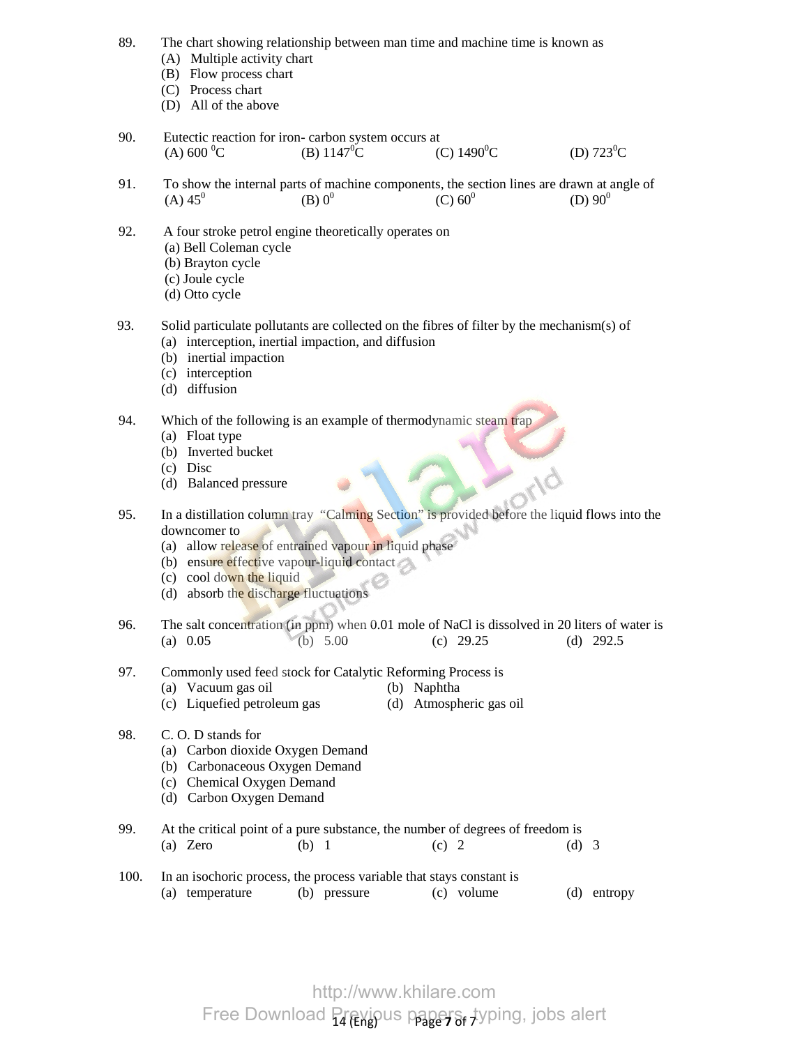89. The chart showing relationship between man time and machine time is known as
   (A) Multiple activity chart
   (B) Flow process chart
   (C) Process chart
   (D) All of the above

90. Eutectic reaction for iron- carbon system occurs at
   (A) 600 $^0$C (B) 1147$^0$C (C) 1490$^0$C (D) 723$^0$C

91. To show the internal parts of machine components, the section lines are drawn at angle of
   (A) 45$^0$ (B) 0$^0$ (C) 60$^0$ (D) 90$^0$

92. A four stroke petrol engine theoretically operates on
   (a) Bell Coleman cycle
   (b) Brayton cycle
   (c) Joule cycle
   (d) Otto cycle

93. Solid particulate pollutants are collected on the fibres of filter by the mechanism(s) of
   (a) interception, inertial impaction, and diffusion
   (b) inertial impaction
   (c) interception
   (d) diffusion

94. Which of the following is an example of thermodynamic steam trap
   (a) Float type
   (b) Inverted bucket
   (c) Disc
   (d) Balanced pressure

95. In a distillation column tray "Calming Section" is provided before the liquid flows into the downcomer to
   (a) allow release of entrained vapour in liquid phase
   (b) ensure effective vapour-liquid contact
   (c) cool down the liquid
   (d) absorb the discharge fluctuations

96. The salt concentration (in ppm) when 0.01 mole of NaCl is dissolved in 20 liters of water is
   (a) 0.05 (b) 5.00 (c) 29.25 (d) 292.5

97. Commonly used feed stock for Catalytic Reforming Process is
   (a) Vacuum gas oil (b) Naphtha
   (c) Liquefied petroleum gas (d) Atmospheric gas oil

98. C. O. D stands for
   (a) Carbon dioxide Oxygen Demand
   (b) Carbonaceous Oxygen Demand
   (c) Chemical Oxygen Demand
   (d) Carbon Oxygen Demand

99. At the critical point of a pure substance, the number of degrees of freedom is
   (a) Zero (b) 1 (c) 2 (d) 3

100. In an isochoric process, the process variable that stays constant is
   (a) temperature (b) pressure (c) volume (d) entropy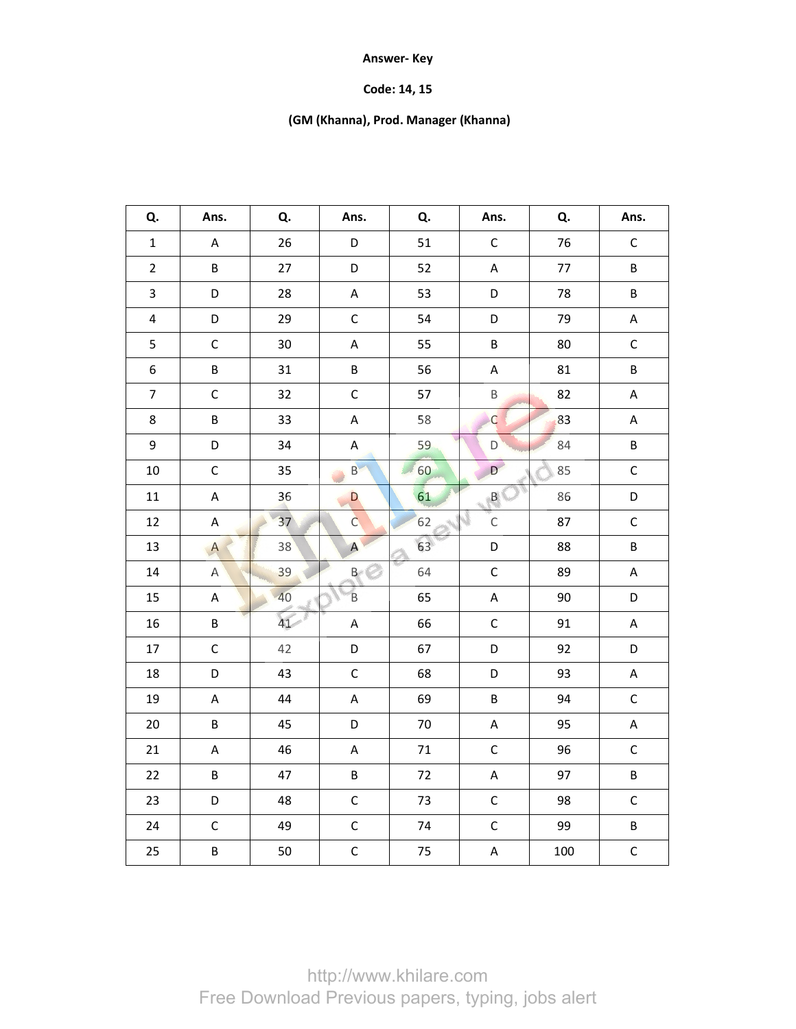**Answer- Key**

**Code: 14, 15**

**(GM (Khanna), Prod. Manager (Khanna)**

| Q. | Ans. | Q. | Ans. | Q. | Ans. | Q. | Ans. |
|---|---|---|---|---|---|---|---|
| 1 | A | 26 | D | 51 | C | 76 | C |
| 2 | B | 27 | D | 52 | A | 77 | B |
| 3 | D | 28 | A | 53 | D | 78 | B |
| 4 | D | 29 | C | 54 | D | 79 | A |
| 5 | C | 30 | A | 55 | B | 80 | C |
| 6 | B | 31 | B | 56 | A | 81 | B |
| 7 | C | 32 | C | 57 | B | 82 | A |
| 8 | B | 33 | A | 58 | C | 83 | A |
| 9 | D | 34 | A | 59 | D | 84 | B |
| 10 | C | 35 | B | 60 | D | 85 | C |
| 11 | A | 36 | D | 61 | B | 86 | D |
| 12 | A | 37 | C | 62 | C | 87 | C |
| 13 | A | 38 | A | 63 | D | 88 | B |
| 14 | A | 39 | B | 64 | C | 89 | A |
| 15 | A | 40 | B | 65 | A | 90 | D |
| 16 | B | 41 | A | 66 | C | 91 | A |
| 17 | C | 42 | D | 67 | D | 92 | D |
| 18 | D | 43 | C | 68 | D | 93 | A |
| 19 | A | 44 | A | 69 | B | 94 | C |
| 20 | B | 45 | D | 70 | A | 95 | A |
| 21 | A | 46 | A | 71 | C | 96 | C |
| 22 | B | 47 | B | 72 | A | 97 | B |
| 23 | D | 48 | C | 73 | C | 98 | C |
| 24 | C | 49 | C | 74 | C | 99 | B |
| 25 | B | 50 | C | 75 | A | 100 | C |